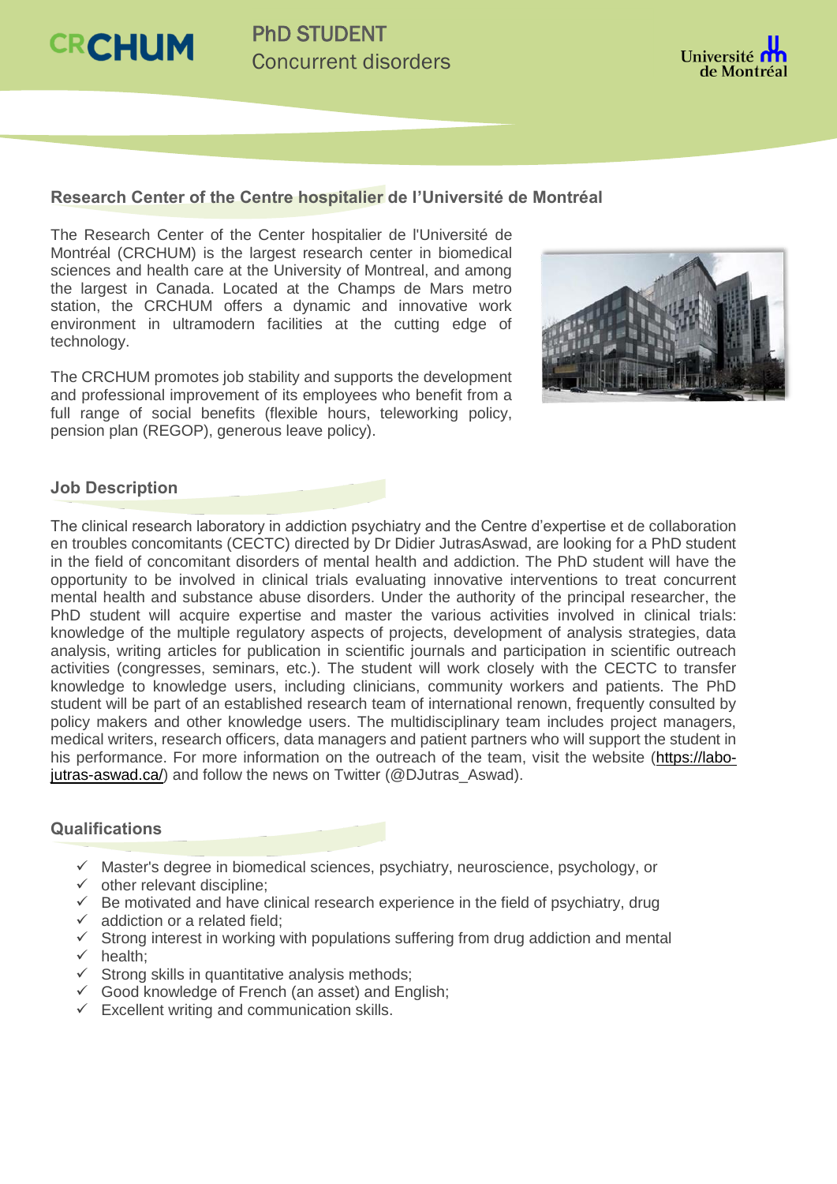CRCHUM

# PhD STUDENT
Concurrent disorders

Université de Montréal

## Research Center of the Centre hospitalier de l'Université de Montréal

The Research Center of the Center hospitalier de l'Université de Montréal (CRCHUM) is the largest research center in biomedical sciences and health care at the University of Montreal, and among the largest in Canada. Located at the Champs de Mars metro station, the CRCHUM offers a dynamic and innovative work environment in ultramodern facilities at the cutting edge of technology.

The CRCHUM promotes job stability and supports the development and professional improvement of its employees who benefit from a full range of social benefits (flexible hours, teleworking policy, pension plan (REGOP), generous leave policy).

## Job Description

The clinical research laboratory in addiction psychiatry and the Centre d'expertise et de collaboration en troubles concomitants (CECTC) directed by Dr Didier JutrasAswad, are looking for a PhD student in the field of concomitant disorders of mental health and addiction. The PhD student will have the opportunity to be involved in clinical trials evaluating innovative interventions to treat concurrent mental health and substance abuse disorders. Under the authority of the principal researcher, the PhD student will acquire expertise and master the various activities involved in clinical trials: knowledge of the multiple regulatory aspects of projects, development of analysis strategies, data analysis, writing articles for publication in scientific journals and participation in scientific outreach activities (congresses, seminars, etc.). The student will work closely with the CECTC to transfer knowledge to knowledge users, including clinicians, community workers and patients. The PhD student will be part of an established research team of international renown, frequently consulted by policy makers and other knowledge users. The multidisciplinary team includes project managers, medical writers, research officers, data managers and patient partners who will support the student in his performance. For more information on the outreach of the team, visit the website (https://labo-jutras-aswad.ca/) and follow the news on Twitter (@DJutras_Aswad).

## Qualifications

- ✓ Master's degree in biomedical sciences, psychiatry, neuroscience, psychology, or
- ✓ other relevant discipline;
- ✓ Be motivated and have clinical research experience in the field of psychiatry, drug
- ✓ addiction or a related field;
- ✓ Strong interest in working with populations suffering from drug addiction and mental
- ✓ health;
- ✓ Strong skills in quantitative analysis methods;
- ✓ Good knowledge of French (an asset) and English;
- ✓ Excellent writing and communication skills.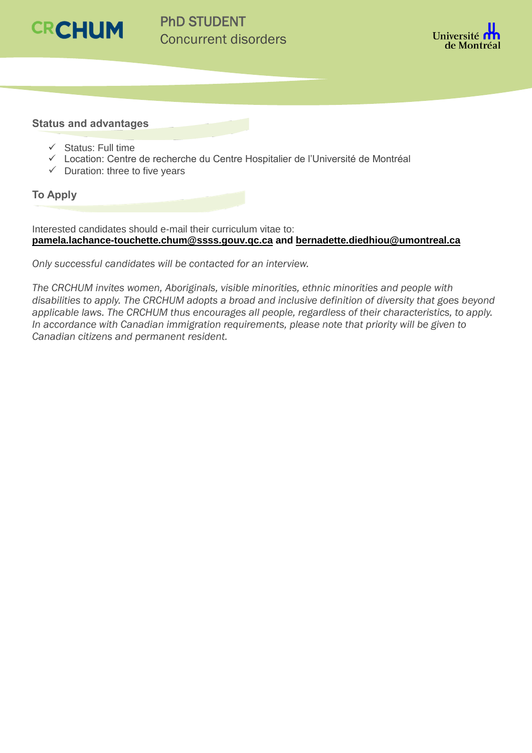## Status and advantages

- ✓ Status: Full time
- ✓ Location: Centre de recherche du Centre Hospitalier de l'Université de Montréal
- ✓ Duration: three to five years

## To Apply

Interested candidates should e-mail their curriculum vitae to:
**pamela.lachance-touchette.chum@ssss.gouv.qc.ca and bernadette.diedhiou@umontreal.ca**

*Only successful candidates will be contacted for an interview.*

*The CRCHUM invites women, Aboriginals, visible minorities, ethnic minorities and people with disabilities to apply. The CRCHUM adopts a broad and inclusive definition of diversity that goes beyond applicable laws. The CRCHUM thus encourages all people, regardless of their characteristics, to apply. In accordance with Canadian immigration requirements, please note that priority will be given to Canadian citizens and permanent resident.*